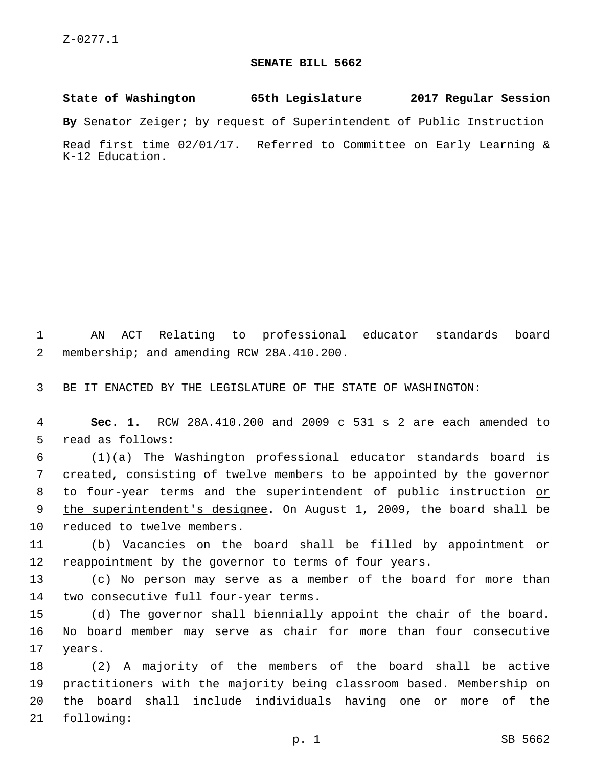Z-0277.1

**SENATE BILL 5662**

**State of Washington 65th Legislature 2017 Regular Session**

**By** Senator Zeiger; by request of Superintendent of Public Instruction

Read first time 02/01/17. Referred to Committee on Early Learning & K-12 Education.

AN ACT Relating to professional educator standards board membership; and amending RCW 28A.410.200.

BE IT ENACTED BY THE LEGISLATURE OF THE STATE OF WASHINGTON:

**Sec. 1.** RCW 28A.410.200 and 2009 c 531 s 2 are each amended to read as follows:

(1)(a) The Washington professional educator standards board is created, consisting of twelve members to be appointed by the governor to four-year terms and the superintendent of public instruction <u>or the superintendent's designee</u>. On August 1, 2009, the board shall be reduced to twelve members.

(b) Vacancies on the board shall be filled by appointment or reappointment by the governor to terms of four years.

(c) No person may serve as a member of the board for more than two consecutive full four-year terms.

(d) The governor shall biennially appoint the chair of the board. No board member may serve as chair for more than four consecutive years.

(2) A majority of the members of the board shall be active practitioners with the majority being classroom based. Membership on the board shall include individuals having one or more of the following: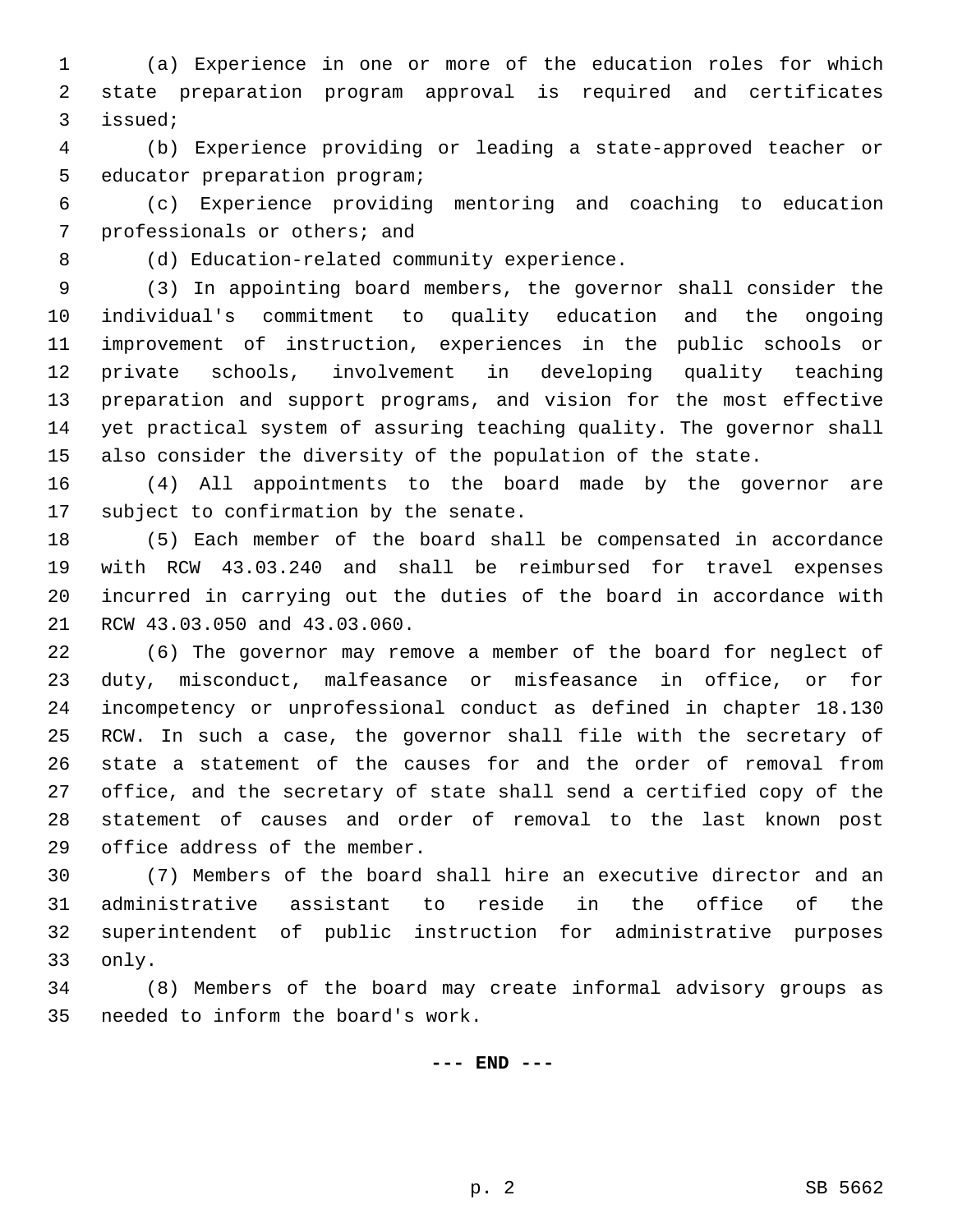(a) Experience in one or more of the education roles for which state preparation program approval is required and certificates issued;

(b) Experience providing or leading a state-approved teacher or educator preparation program;

(c) Experience providing mentoring and coaching to education professionals or others; and

(d) Education-related community experience.

(3) In appointing board members, the governor shall consider the individual's commitment to quality education and the ongoing improvement of instruction, experiences in the public schools or private schools, involvement in developing quality teaching preparation and support programs, and vision for the most effective yet practical system of assuring teaching quality. The governor shall also consider the diversity of the population of the state.

(4) All appointments to the board made by the governor are subject to confirmation by the senate.

(5) Each member of the board shall be compensated in accordance with RCW 43.03.240 and shall be reimbursed for travel expenses incurred in carrying out the duties of the board in accordance with RCW 43.03.050 and 43.03.060.

(6) The governor may remove a member of the board for neglect of duty, misconduct, malfeasance or misfeasance in office, or for incompetency or unprofessional conduct as defined in chapter 18.130 RCW. In such a case, the governor shall file with the secretary of state a statement of the causes for and the order of removal from office, and the secretary of state shall send a certified copy of the statement of causes and order of removal to the last known post office address of the member.

(7) Members of the board shall hire an executive director and an administrative assistant to reside in the office of the superintendent of public instruction for administrative purposes only.

(8) Members of the board may create informal advisory groups as needed to inform the board's work.

**--- END ---**